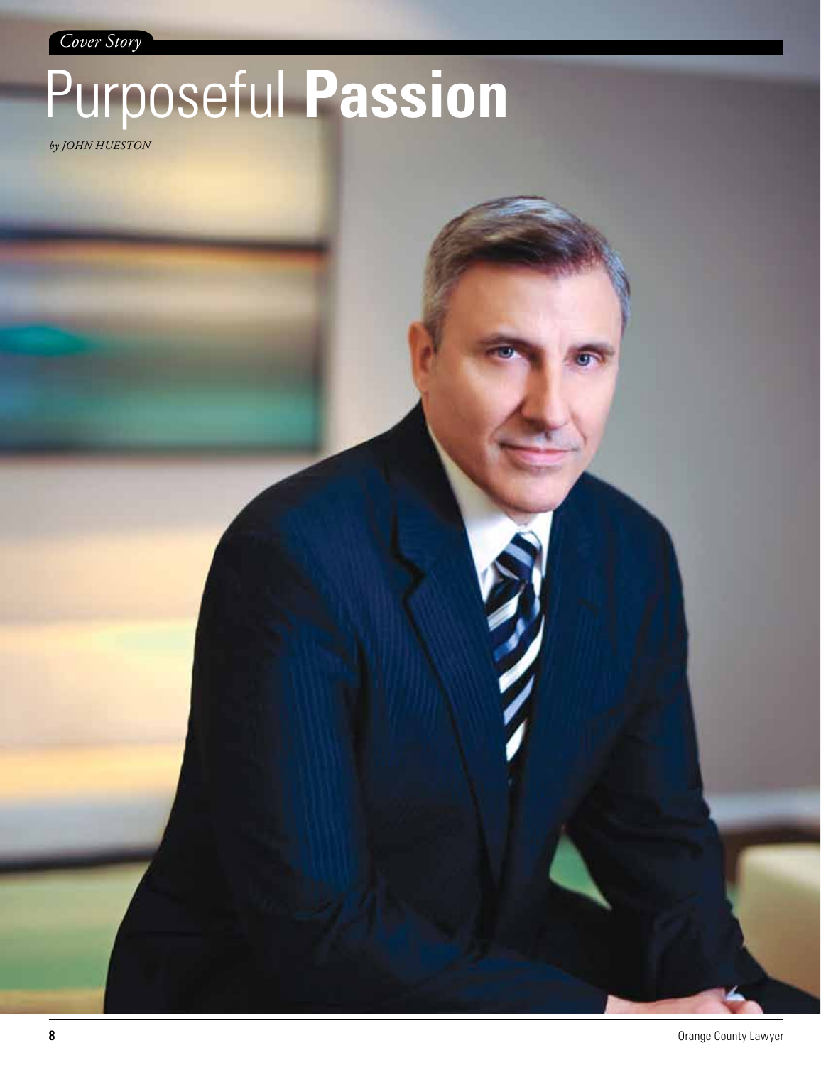*Cover Story*

# Purposeful **Passion**

*by JOHN HUESTON*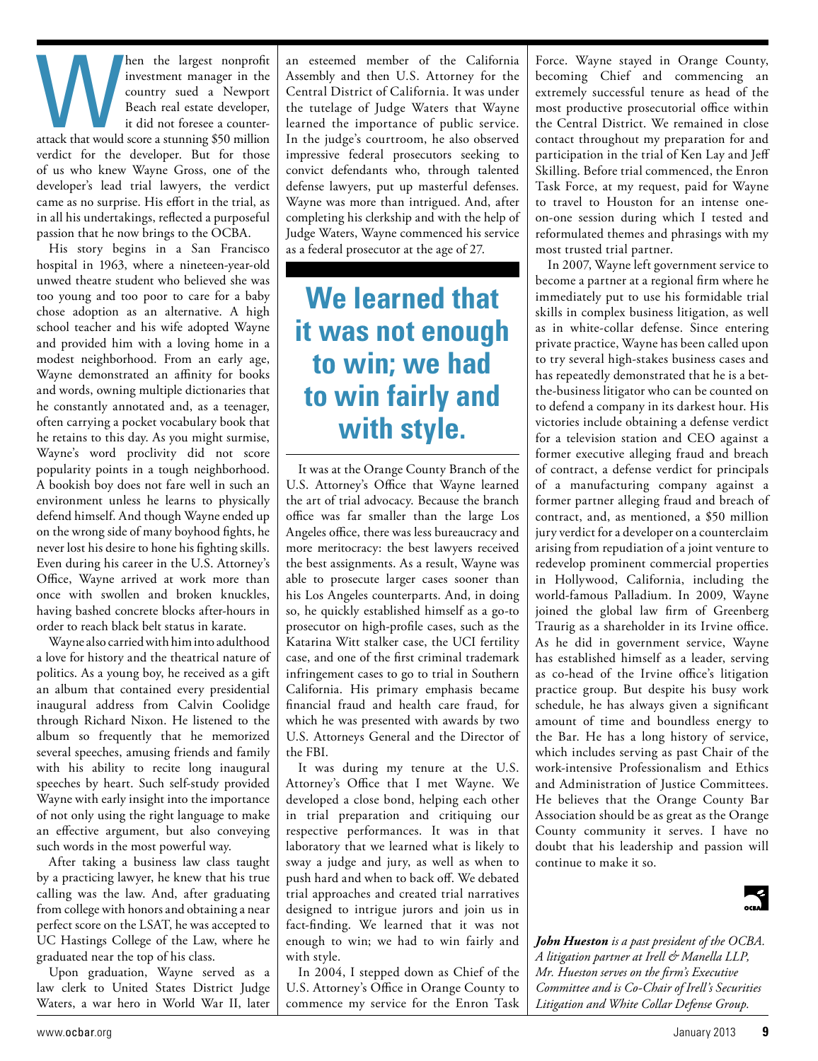When the largest nonprofit investment manager in the country sued a Newport Beach real estate developer, it did not foresee a counter-attack that would score a stunning $50 million verdict for the developer. But for those of us who knew Wayne Gross, one of the developer's lead trial lawyers, the verdict came as no surprise. His effort in the trial, as in all his undertakings, reflected a purposeful passion that he now brings to the OCBA.

His story begins in a San Francisco hospital in 1963, where a nineteen-year-old unwed theatre student who believed she was too young and too poor to care for a baby chose adoption as an alternative. A high school teacher and his wife adopted Wayne and provided him with a loving home in a modest neighborhood. From an early age, Wayne demonstrated an affinity for books and words, owning multiple dictionaries that he constantly annotated and, as a teenager, often carrying a pocket vocabulary book that he retains to this day. As you might surmise, Wayne's word proclivity did not score popularity points in a tough neighborhood. A bookish boy does not fare well in such an environment unless he learns to physically defend himself. And though Wayne ended up on the wrong side of many boyhood fights, he never lost his desire to hone his fighting skills. Even during his career in the U.S. Attorney's Office, Wayne arrived at work more than once with swollen and broken knuckles, having bashed concrete blocks after-hours in order to reach black belt status in karate.

Wayne also carried with him into adulthood a love for history and the theatrical nature of politics. As a young boy, he received as a gift an album that contained every presidential inaugural address from Calvin Coolidge through Richard Nixon. He listened to the album so frequently that he memorized several speeches, amusing friends and family with his ability to recite long inaugural speeches by heart. Such self-study provided Wayne with early insight into the importance of not only using the right language to make an effective argument, but also conveying such words in the most powerful way.

After taking a business law class taught by a practicing lawyer, he knew that his true calling was the law. And, after graduating from college with honors and obtaining a near perfect score on the LSAT, he was accepted to UC Hastings College of the Law, where he graduated near the top of his class.

Upon graduation, Wayne served as a law clerk to United States District Judge Waters, a war hero in World War II, later an esteemed member of the California Assembly and then U.S. Attorney for the Central District of California. It was under the tutelage of Judge Waters that Wayne learned the importance of public service. In the judge's courtroom, he also observed impressive federal prosecutors seeking to convict defendants who, through talented defense lawyers, put up masterful defenses. Wayne was more than intrigued. And, after completing his clerkship and with the help of Judge Waters, Wayne commenced his service as a federal prosecutor at the age of 27.

**We learned that it was not enough to win; we had to win fairly and with style.**

It was at the Orange County Branch of the U.S. Attorney's Office that Wayne learned the art of trial advocacy. Because the branch office was far smaller than the large Los Angeles office, there was less bureaucracy and more meritocracy: the best lawyers received the best assignments. As a result, Wayne was able to prosecute larger cases sooner than his Los Angeles counterparts. And, in doing so, he quickly established himself as a go-to prosecutor on high-profile cases, such as the Katarina Witt stalker case, the UCI fertility case, and one of the first criminal trademark infringement cases to go to trial in Southern California. His primary emphasis became financial fraud and health care fraud, for which he was presented with awards by two U.S. Attorneys General and the Director of the FBI.

It was during my tenure at the U.S. Attorney's Office that I met Wayne. We developed a close bond, helping each other in trial preparation and critiquing our respective performances. It was in that laboratory that we learned what is likely to sway a judge and jury, as well as when to push hard and when to back off. We debated trial approaches and created trial narratives designed to intrigue jurors and join us in fact-finding. We learned that it was not enough to win; we had to win fairly and with style.

In 2004, I stepped down as Chief of the U.S. Attorney's Office in Orange County to commence my service for the Enron Task Force. Wayne stayed in Orange County, becoming Chief and commencing an extremely successful tenure as head of the most productive prosecutorial office within the Central District. We remained in close contact throughout my preparation for and participation in the trial of Ken Lay and Jeff Skilling. Before trial commenced, the Enron Task Force, at my request, paid for Wayne to travel to Houston for an intense one-on-one session during which I tested and reformulated themes and phrasings with my most trusted trial partner.

In 2007, Wayne left government service to become a partner at a regional firm where he immediately put to use his formidable trial skills in complex business litigation, as well as in white-collar defense. Since entering private practice, Wayne has been called upon to try several high-stakes business cases and has repeatedly demonstrated that he is a bet-the-business litigator who can be counted on to defend a company in its darkest hour. His victories include obtaining a defense verdict for a television station and CEO against a former executive alleging fraud and breach of contract, a defense verdict for principals of a manufacturing company against a former partner alleging fraud and breach of contract, and, as mentioned, a $50 million jury verdict for a developer on a counterclaim arising from repudiation of a joint venture to redevelop prominent commercial properties in Hollywood, California, including the world-famous Palladium. In 2009, Wayne joined the global law firm of Greenberg Traurig as a shareholder in its Irvine office. As he did in government service, Wayne has established himself as a leader, serving as co-head of the Irvine office's litigation practice group. But despite his busy work schedule, he has always given a significant amount of time and boundless energy to the Bar. He has a long history of service, which includes serving as past Chair of the work-intensive Professionalism and Ethics and Administration of Justice Committees. He believes that the Orange County Bar Association should be as great as the Orange County community it serves. I have no doubt that his leadership and passion will continue to make it so.

***John Hueston** is a past president of the OCBA. A litigation partner at Irell & Manella LLP, Mr. Hueston serves on the firm's Executive Committee and is Co-Chair of Irell's Securities Litigation and White Collar Defense Group.*